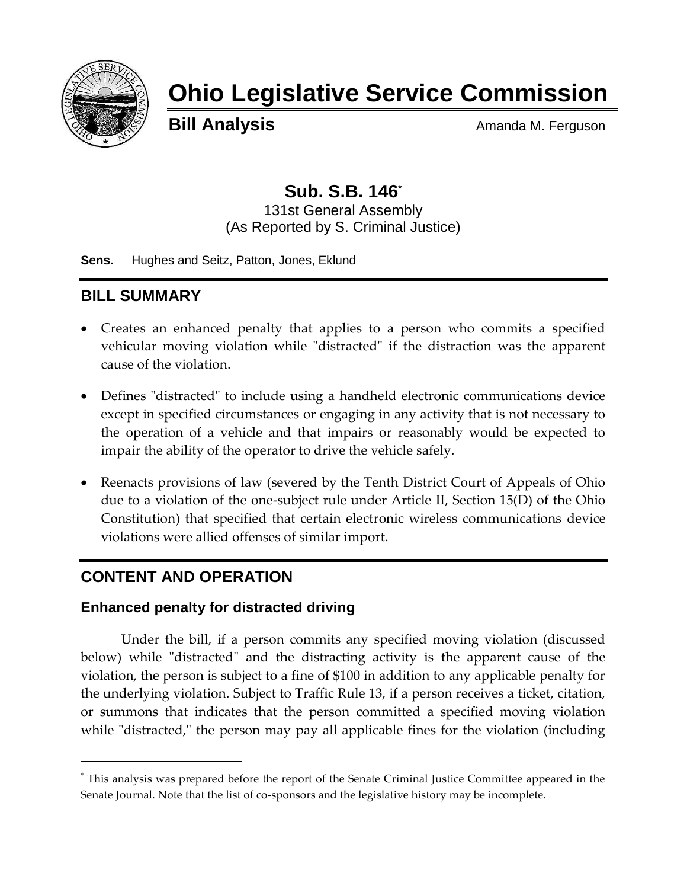# Ohio Legislative Service Commission

**Bill Analysis** Amanda M. Ferguson

## Sub. S.B. 146[*]

131st General Assembly
(As Reported by S. Criminal Justice)

**Sens.** Hughes and Seitz, Patton, Jones, Eklund

## BILL SUMMARY

- Creates an enhanced penalty that applies to a person who commits a specified vehicular moving violation while "distracted" if the distraction was the apparent cause of the violation.
- Defines "distracted" to include using a handheld electronic communications device except in specified circumstances or engaging in any activity that is not necessary to the operation of a vehicle and that impairs or reasonably would be expected to impair the ability of the operator to drive the vehicle safely.
- Reenacts provisions of law (severed by the Tenth District Court of Appeals of Ohio due to a violation of the one-subject rule under Article II, Section 15(D) of the Ohio Constitution) that specified that certain electronic wireless communications device violations were allied offenses of similar import.

## CONTENT AND OPERATION

### Enhanced penalty for distracted driving

Under the bill, if a person commits any specified moving violation (discussed below) while "distracted" and the distracting activity is the apparent cause of the violation, the person is subject to a fine of $100 in addition to any applicable penalty for the underlying violation. Subject to Traffic Rule 13, if a person receives a ticket, citation, or summons that indicates that the person committed a specified moving violation while "distracted," the person may pay all applicable fines for the violation (including

[*] This analysis was prepared before the report of the Senate Criminal Justice Committee appeared in the Senate Journal. Note that the list of co-sponsors and the legislative history may be incomplete.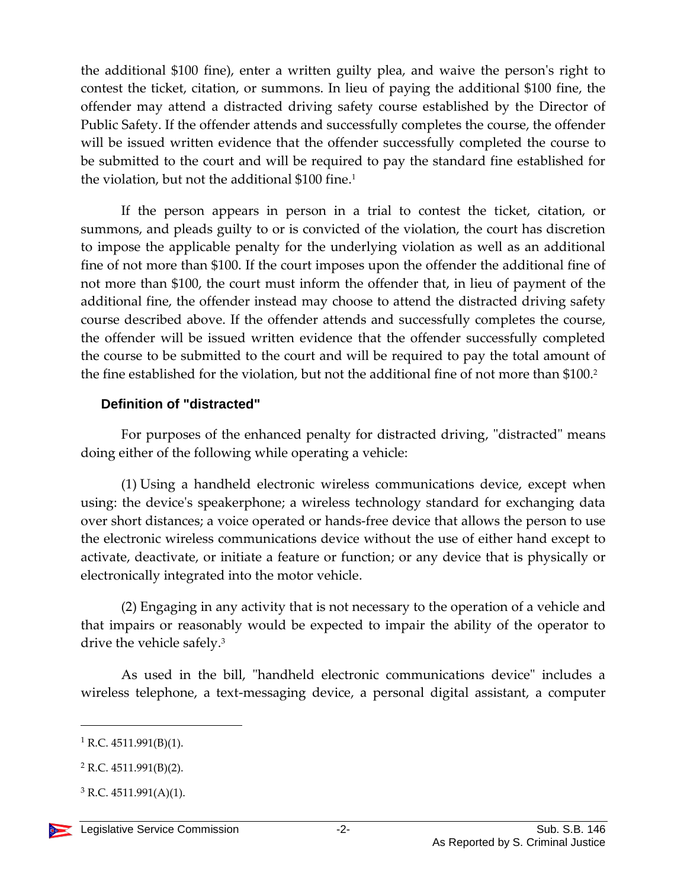the additional $100 fine), enter a written guilty plea, and waive the person's right to contest the ticket, citation, or summons. In lieu of paying the additional $100 fine, the offender may attend a distracted driving safety course established by the Director of Public Safety. If the offender attends and successfully completes the course, the offender will be issued written evidence that the offender successfully completed the course to be submitted to the court and will be required to pay the standard fine established for the violation, but not the additional $100 fine.[1]

If the person appears in person in a trial to contest the ticket, citation, or summons, and pleads guilty to or is convicted of the violation, the court has discretion to impose the applicable penalty for the underlying violation as well as an additional fine of not more than $100. If the court imposes upon the offender the additional fine of not more than $100, the court must inform the offender that, in lieu of payment of the additional fine, the offender instead may choose to attend the distracted driving safety course described above. If the offender attends and successfully completes the course, the offender will be issued written evidence that the offender successfully completed the course to be submitted to the court and will be required to pay the total amount of the fine established for the violation, but not the additional fine of not more than $100.[2]

### Definition of "distracted"

For purposes of the enhanced penalty for distracted driving, "distracted" means doing either of the following while operating a vehicle:

(1) Using a handheld electronic wireless communications device, except when using: the device's speakerphone; a wireless technology standard for exchanging data over short distances; a voice operated or hands-free device that allows the person to use the electronic wireless communications device without the use of either hand except to activate, deactivate, or initiate a feature or function; or any device that is physically or electronically integrated into the motor vehicle.

(2) Engaging in any activity that is not necessary to the operation of a vehicle and that impairs or reasonably would be expected to impair the ability of the operator to drive the vehicle safely.[3]

As used in the bill, "handheld electronic communications device" includes a wireless telephone, a text-messaging device, a personal digital assistant, a computer

---

[1] R.C. 4511.991(B)(1).

[2] R.C. 4511.991(B)(2).

[3] R.C. 4511.991(A)(1).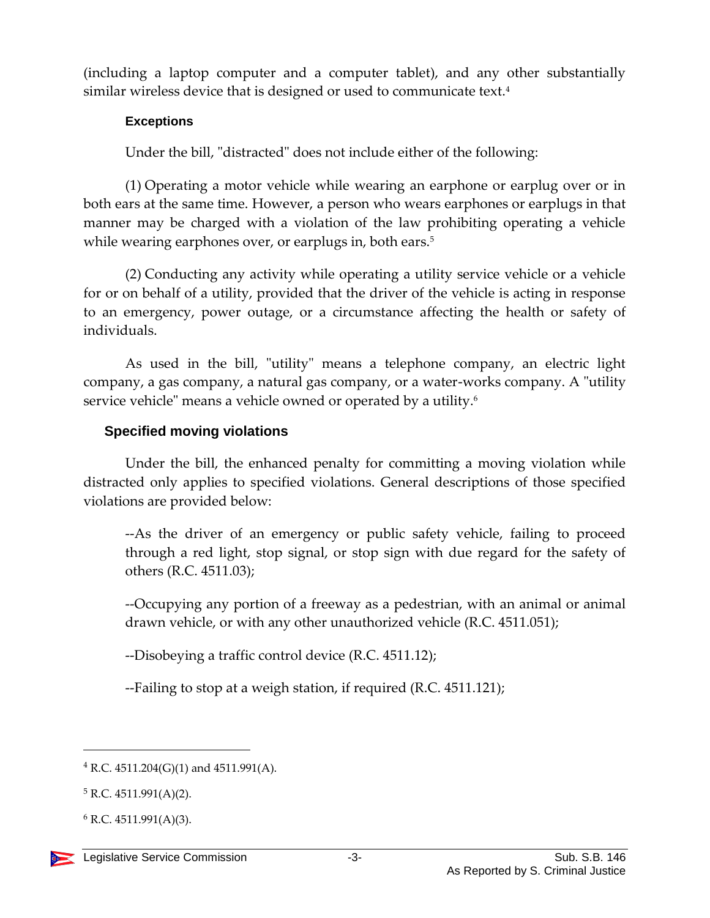(including a laptop computer and a computer tablet), and any other substantially similar wireless device that is designed or used to communicate text.[4]

#### Exceptions

Under the bill, "distracted" does not include either of the following:

(1) Operating a motor vehicle while wearing an earphone or earplug over or in both ears at the same time. However, a person who wears earphones or earplugs in that manner may be charged with a violation of the law prohibiting operating a vehicle while wearing earphones over, or earplugs in, both ears.[5]

(2) Conducting any activity while operating a utility service vehicle or a vehicle for or on behalf of a utility, provided that the driver of the vehicle is acting in response to an emergency, power outage, or a circumstance affecting the health or safety of individuals.

As used in the bill, "utility" means a telephone company, an electric light company, a gas company, a natural gas company, or a water-works company. A "utility service vehicle" means a vehicle owned or operated by a utility.[6]

### Specified moving violations

Under the bill, the enhanced penalty for committing a moving violation while distracted only applies to specified violations. General descriptions of those specified violations are provided below:

--As the driver of an emergency or public safety vehicle, failing to proceed through a red light, stop signal, or stop sign with due regard for the safety of others (R.C. 4511.03);

--Occupying any portion of a freeway as a pedestrian, with an animal or animal drawn vehicle, or with any other unauthorized vehicle (R.C. 4511.051);

--Disobeying a traffic control device (R.C. 4511.12);

--Failing to stop at a weigh station, if required (R.C. 4511.121);

---

[4] R.C. 4511.204(G)(1) and 4511.991(A).

[5] R.C. 4511.991(A)(2).

[6] R.C. 4511.991(A)(3).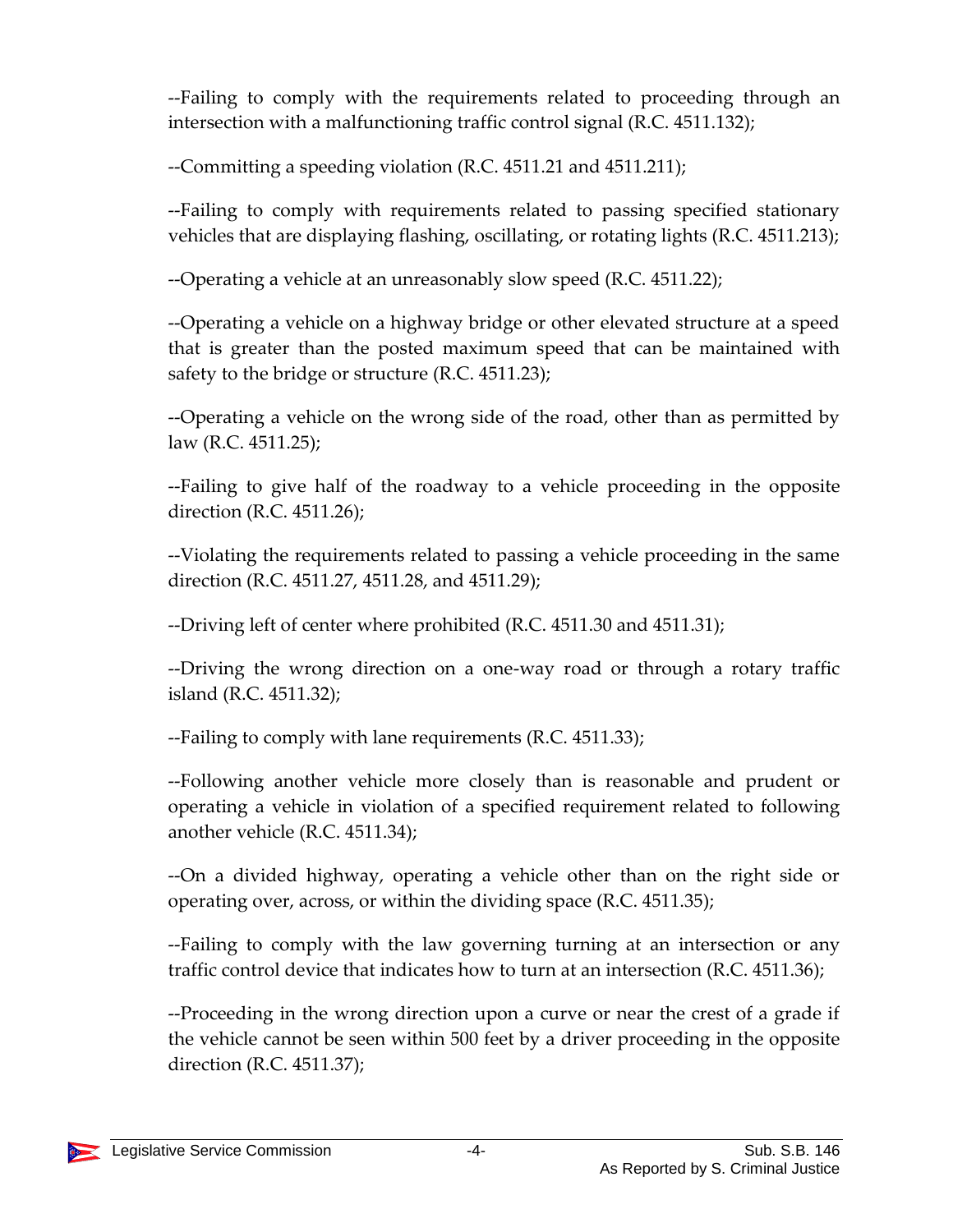--Failing to comply with the requirements related to proceeding through an intersection with a malfunctioning traffic control signal (R.C. 4511.132);

--Committing a speeding violation (R.C. 4511.21 and 4511.211);

--Failing to comply with requirements related to passing specified stationary vehicles that are displaying flashing, oscillating, or rotating lights (R.C. 4511.213);

--Operating a vehicle at an unreasonably slow speed (R.C. 4511.22);

--Operating a vehicle on a highway bridge or other elevated structure at a speed that is greater than the posted maximum speed that can be maintained with safety to the bridge or structure (R.C. 4511.23);

--Operating a vehicle on the wrong side of the road, other than as permitted by law (R.C. 4511.25);

--Failing to give half of the roadway to a vehicle proceeding in the opposite direction (R.C. 4511.26);

--Violating the requirements related to passing a vehicle proceeding in the same direction (R.C. 4511.27, 4511.28, and 4511.29);

--Driving left of center where prohibited (R.C. 4511.30 and 4511.31);

--Driving the wrong direction on a one-way road or through a rotary traffic island (R.C. 4511.32);

--Failing to comply with lane requirements (R.C. 4511.33);

--Following another vehicle more closely than is reasonable and prudent or operating a vehicle in violation of a specified requirement related to following another vehicle (R.C. 4511.34);

--On a divided highway, operating a vehicle other than on the right side or operating over, across, or within the dividing space (R.C. 4511.35);

--Failing to comply with the law governing turning at an intersection or any traffic control device that indicates how to turn at an intersection (R.C. 4511.36);

--Proceeding in the wrong direction upon a curve or near the crest of a grade if the vehicle cannot be seen within 500 feet by a driver proceeding in the opposite direction (R.C. 4511.37);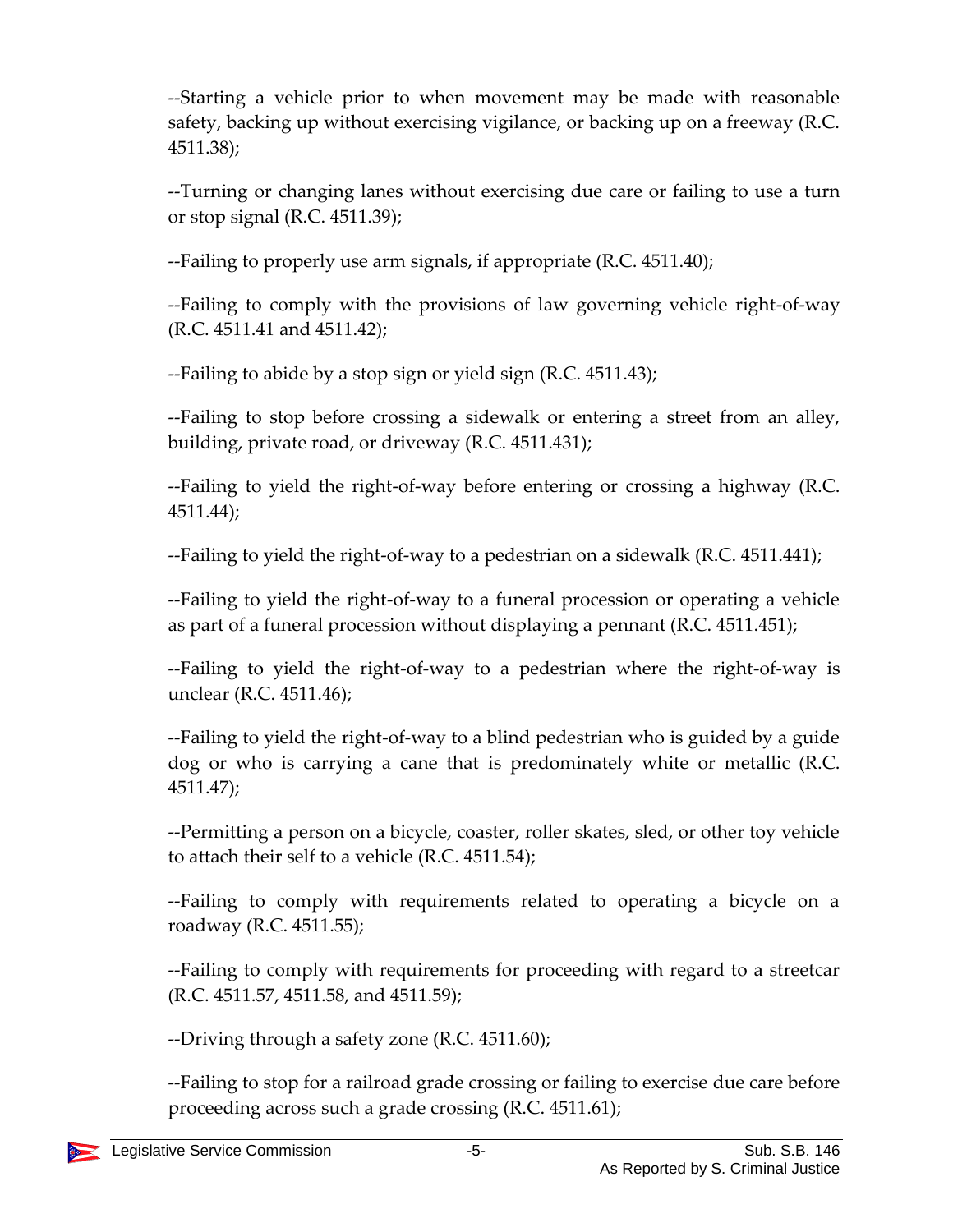--Starting a vehicle prior to when movement may be made with reasonable safety, backing up without exercising vigilance, or backing up on a freeway (R.C. 4511.38);

--Turning or changing lanes without exercising due care or failing to use a turn or stop signal (R.C. 4511.39);

--Failing to properly use arm signals, if appropriate (R.C. 4511.40);

--Failing to comply with the provisions of law governing vehicle right-of-way (R.C. 4511.41 and 4511.42);

--Failing to abide by a stop sign or yield sign (R.C. 4511.43);

--Failing to stop before crossing a sidewalk or entering a street from an alley, building, private road, or driveway (R.C. 4511.431);

--Failing to yield the right-of-way before entering or crossing a highway (R.C. 4511.44);

--Failing to yield the right-of-way to a pedestrian on a sidewalk (R.C. 4511.441);

--Failing to yield the right-of-way to a funeral procession or operating a vehicle as part of a funeral procession without displaying a pennant (R.C. 4511.451);

--Failing to yield the right-of-way to a pedestrian where the right-of-way is unclear (R.C. 4511.46);

--Failing to yield the right-of-way to a blind pedestrian who is guided by a guide dog or who is carrying a cane that is predominately white or metallic (R.C. 4511.47);

--Permitting a person on a bicycle, coaster, roller skates, sled, or other toy vehicle to attach their self to a vehicle (R.C. 4511.54);

--Failing to comply with requirements related to operating a bicycle on a roadway (R.C. 4511.55);

--Failing to comply with requirements for proceeding with regard to a streetcar (R.C. 4511.57, 4511.58, and 4511.59);

--Driving through a safety zone (R.C. 4511.60);

--Failing to stop for a railroad grade crossing or failing to exercise due care before proceeding across such a grade crossing (R.C. 4511.61);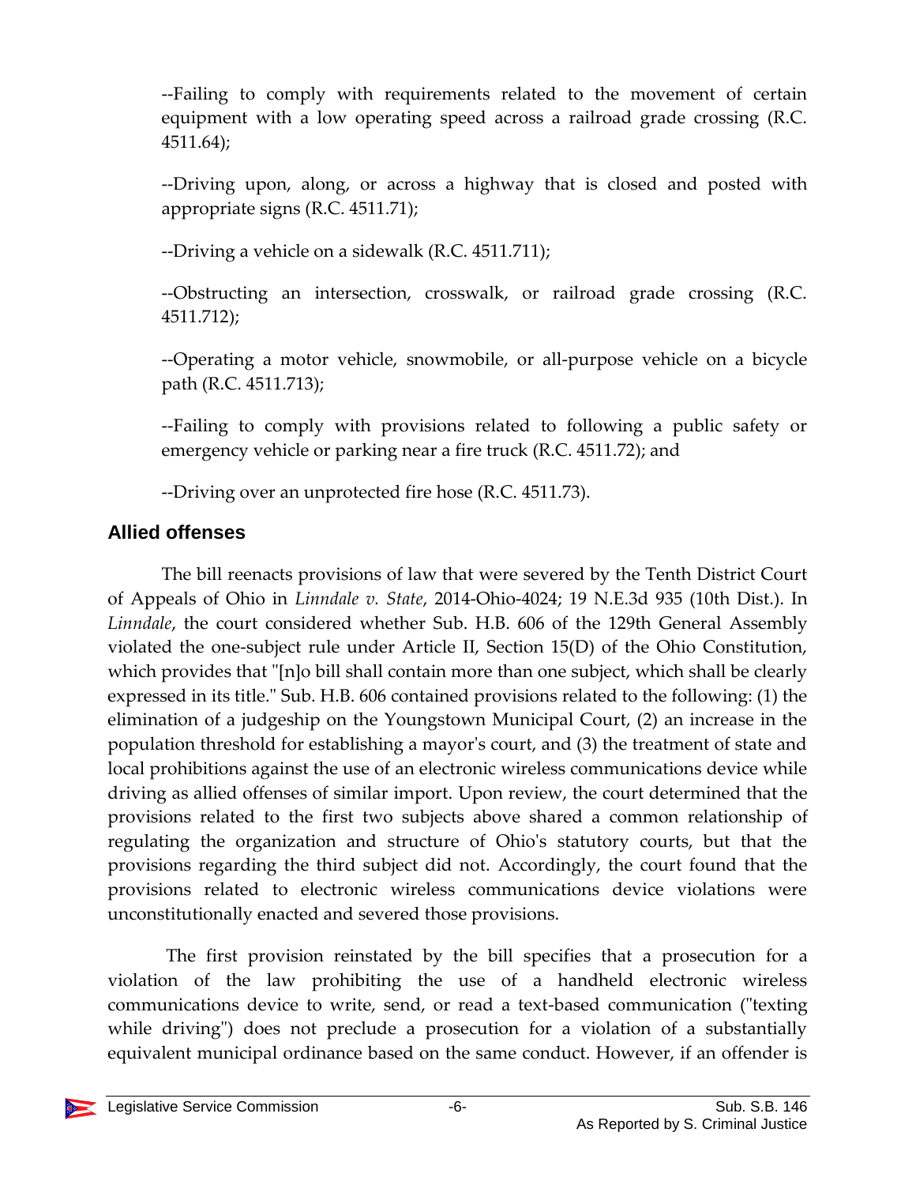--Failing to comply with requirements related to the movement of certain equipment with a low operating speed across a railroad grade crossing (R.C. 4511.64);

--Driving upon, along, or across a highway that is closed and posted with appropriate signs (R.C. 4511.71);

--Driving a vehicle on a sidewalk (R.C. 4511.711);

--Obstructing an intersection, crosswalk, or railroad grade crossing (R.C. 4511.712);

--Operating a motor vehicle, snowmobile, or all-purpose vehicle on a bicycle path (R.C. 4511.713);

--Failing to comply with provisions related to following a public safety or emergency vehicle or parking near a fire truck (R.C. 4511.72); and

--Driving over an unprotected fire hose (R.C. 4511.73).

## Allied offenses

The bill reenacts provisions of law that were severed by the Tenth District Court of Appeals of Ohio in *Linndale v. State*, 2014-Ohio-4024; 19 N.E.3d 935 (10th Dist.). In *Linndale*, the court considered whether Sub. H.B. 606 of the 129th General Assembly violated the one-subject rule under Article II, Section 15(D) of the Ohio Constitution, which provides that "[n]o bill shall contain more than one subject, which shall be clearly expressed in its title." Sub. H.B. 606 contained provisions related to the following: (1) the elimination of a judgeship on the Youngstown Municipal Court, (2) an increase in the population threshold for establishing a mayor's court, and (3) the treatment of state and local prohibitions against the use of an electronic wireless communications device while driving as allied offenses of similar import. Upon review, the court determined that the provisions related to the first two subjects above shared a common relationship of regulating the organization and structure of Ohio's statutory courts, but that the provisions regarding the third subject did not. Accordingly, the court found that the provisions related to electronic wireless communications device violations were unconstitutionally enacted and severed those provisions.

The first provision reinstated by the bill specifies that a prosecution for a violation of the law prohibiting the use of a handheld electronic wireless communications device to write, send, or read a text-based communication ("texting while driving") does not preclude a prosecution for a violation of a substantially equivalent municipal ordinance based on the same conduct. However, if an offender is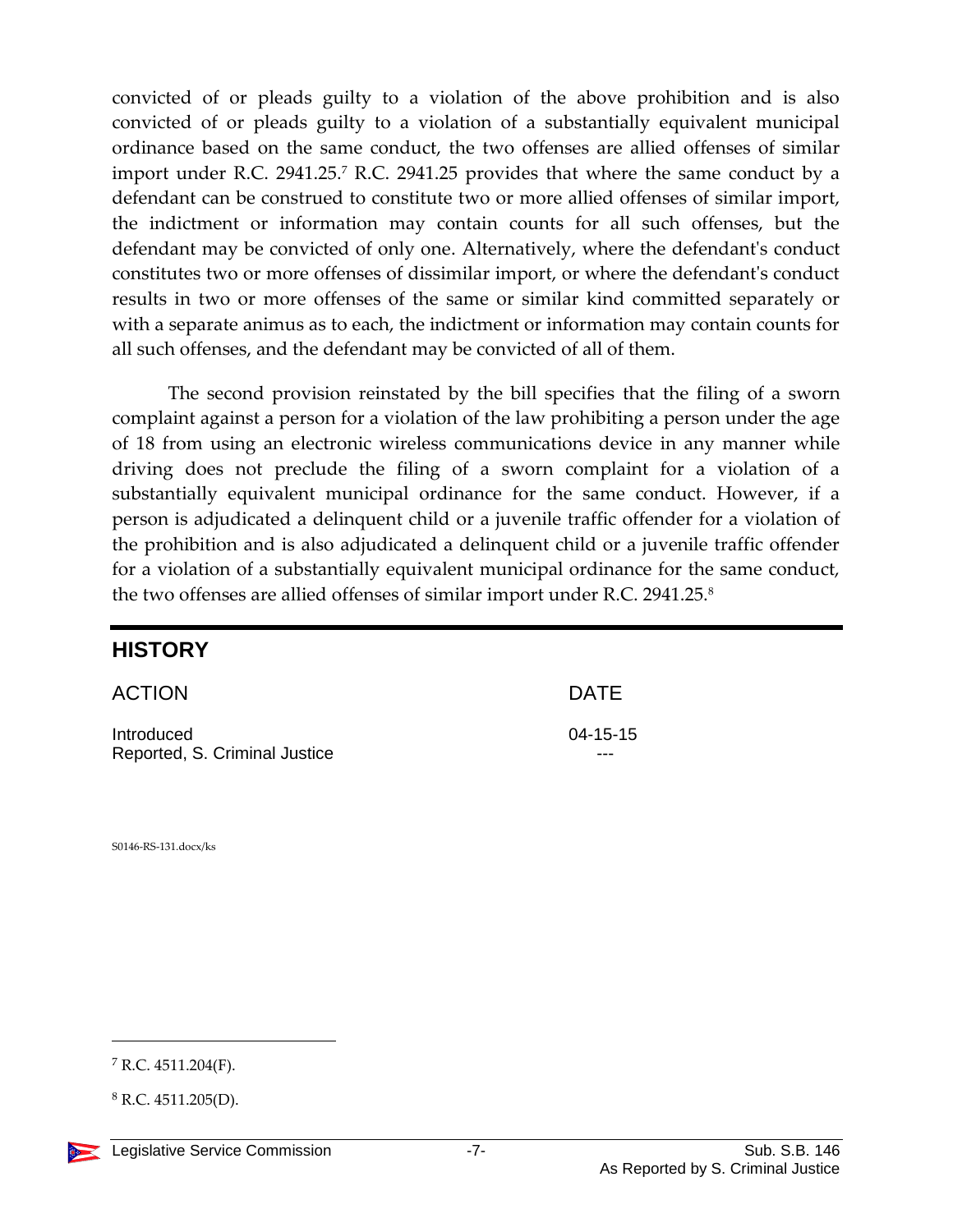convicted of or pleads guilty to a violation of the above prohibition and is also convicted of or pleads guilty to a violation of a substantially equivalent municipal ordinance based on the same conduct, the two offenses are allied offenses of similar import under R.C. 2941.25.[7] R.C. 2941.25 provides that where the same conduct by a defendant can be construed to constitute two or more allied offenses of similar import, the indictment or information may contain counts for all such offenses, but the defendant may be convicted of only one. Alternatively, where the defendant's conduct constitutes two or more offenses of dissimilar import, or where the defendant's conduct results in two or more offenses of the same or similar kind committed separately or with a separate animus as to each, the indictment or information may contain counts for all such offenses, and the defendant may be convicted of all of them.

The second provision reinstated by the bill specifies that the filing of a sworn complaint against a person for a violation of the law prohibiting a person under the age of 18 from using an electronic wireless communications device in any manner while driving does not preclude the filing of a sworn complaint for a violation of a substantially equivalent municipal ordinance for the same conduct. However, if a person is adjudicated a delinquent child or a juvenile traffic offender for a violation of the prohibition and is also adjudicated a delinquent child or a juvenile traffic offender for a violation of a substantially equivalent municipal ordinance for the same conduct, the two offenses are allied offenses of similar import under R.C. 2941.25.[8]

## HISTORY

| ACTION | DATE |
|---|---|
| Introduced | 04-15-15 |
| Reported, S. Criminal Justice | --- |

S0146-RS-131.docx/ks

[7] R.C. 4511.204(F).

[8] R.C. 4511.205(D).